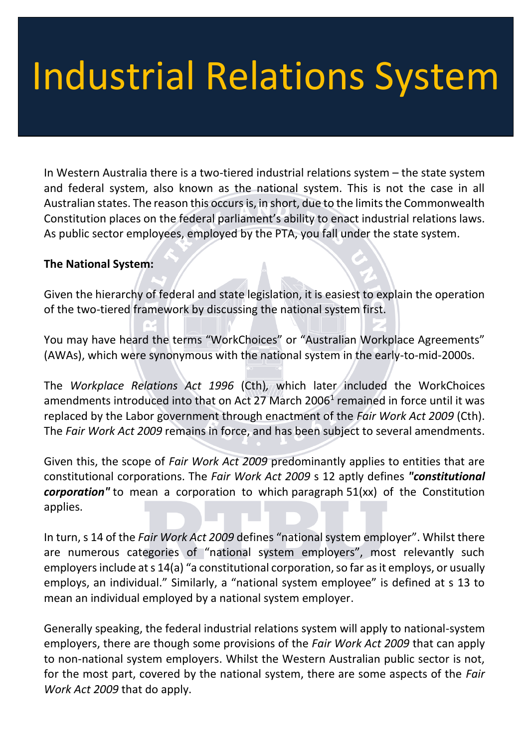# Industrial Relations System

In Western Australia there is a two-tiered industrial relations system – the state system and federal system, also known as the national system. This is not the case in all Australian states. The reason this occurs is, in short, due to the limits the Commonwealth Constitution places on the federal parliament's ability to enact industrial relations laws. As public sector employees, employed by the PTA, you fall under the state system.

**The National System:**

Given the hierarchy of federal and state legislation, it is easiest to explain the operation of the two-tiered framework by discussing the national system first.

You may have heard the terms "WorkChoices" or "Australian Workplace Agreements" (AWAs), which were synonymous with the national system in the early-to-mid-2000s.

The *Workplace Relations Act 1996* (Cth), which later included the WorkChoices amendments introduced into that on Act 27 March 2006[1] remained in force until it was replaced by the Labor government through enactment of the *Fair Work Act 2009* (Cth). The *Fair Work Act 2009* remains in force, and has been subject to several amendments.

Given this, the scope of *Fair Work Act 2009* predominantly applies to entities that are constitutional corporations. The *Fair Work Act 2009* s 12 aptly defines ***"constitutional corporation"*** to mean a corporation to which paragraph 51(xx) of the Constitution applies.

In turn, s 14 of the *Fair Work Act 2009* defines "national system employer". Whilst there are numerous categories of "national system employers", most relevantly such employers include at s 14(a) "a constitutional corporation, so far as it employs, or usually employs, an individual." Similarly, a "national system employee" is defined at s 13 to mean an individual employed by a national system employer.

Generally speaking, the federal industrial relations system will apply to national-system employers, there are though some provisions of the *Fair Work Act 2009* that can apply to non-national system employers. Whilst the Western Australian public sector is not, for the most part, covered by the national system, there are some aspects of the *Fair Work Act 2009* that do apply.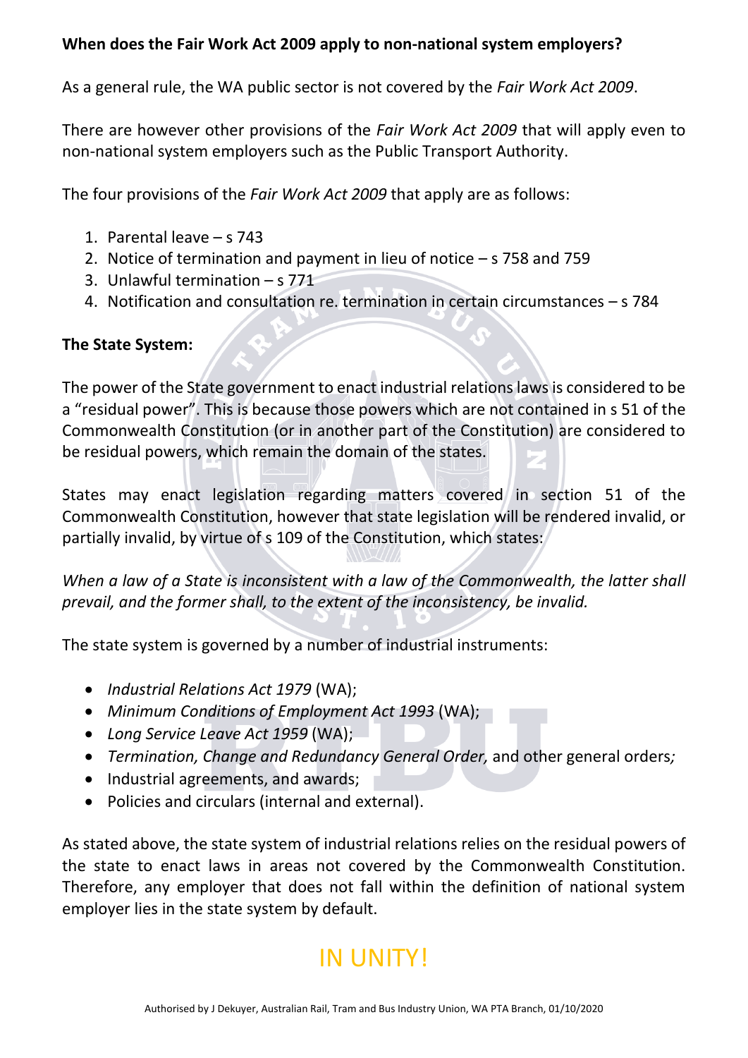**When does the Fair Work Act 2009 apply to non-national system employers?**

As a general rule, the WA public sector is not covered by the *Fair Work Act 2009*.

There are however other provisions of the *Fair Work Act 2009* that will apply even to non-national system employers such as the Public Transport Authority.

The four provisions of the *Fair Work Act 2009* that apply are as follows:

1. Parental leave – s 743
2. Notice of termination and payment in lieu of notice – s 758 and 759
3. Unlawful termination – s 771
4. Notification and consultation re. termination in certain circumstances – s 784

**The State System:**

The power of the State government to enact industrial relations laws is considered to be a "residual power". This is because those powers which are not contained in s 51 of the Commonwealth Constitution (or in another part of the Constitution) are considered to be residual powers, which remain the domain of the states.

States may enact legislation regarding matters covered in section 51 of the Commonwealth Constitution, however that state legislation will be rendered invalid, or partially invalid, by virtue of s 109 of the Constitution, which states:

*When a law of a State is inconsistent with a law of the Commonwealth, the latter shall prevail, and the former shall, to the extent of the inconsistency, be invalid.*

The state system is governed by a number of industrial instruments:

- *Industrial Relations Act 1979* (WA);
- *Minimum Conditions of Employment Act 1993* (WA);
- *Long Service Leave Act 1959* (WA);
- *Termination, Change and Redundancy General Order,* and other general orders*;*
- Industrial agreements, and awards;
- Policies and circulars (internal and external).

As stated above, the state system of industrial relations relies on the residual powers of the state to enact laws in areas not covered by the Commonwealth Constitution. Therefore, any employer that does not fall within the definition of national system employer lies in the state system by default.

IN UNITY!

Authorised by J Dekuyer, Australian Rail, Tram and Bus Industry Union, WA PTA Branch, 01/10/2020